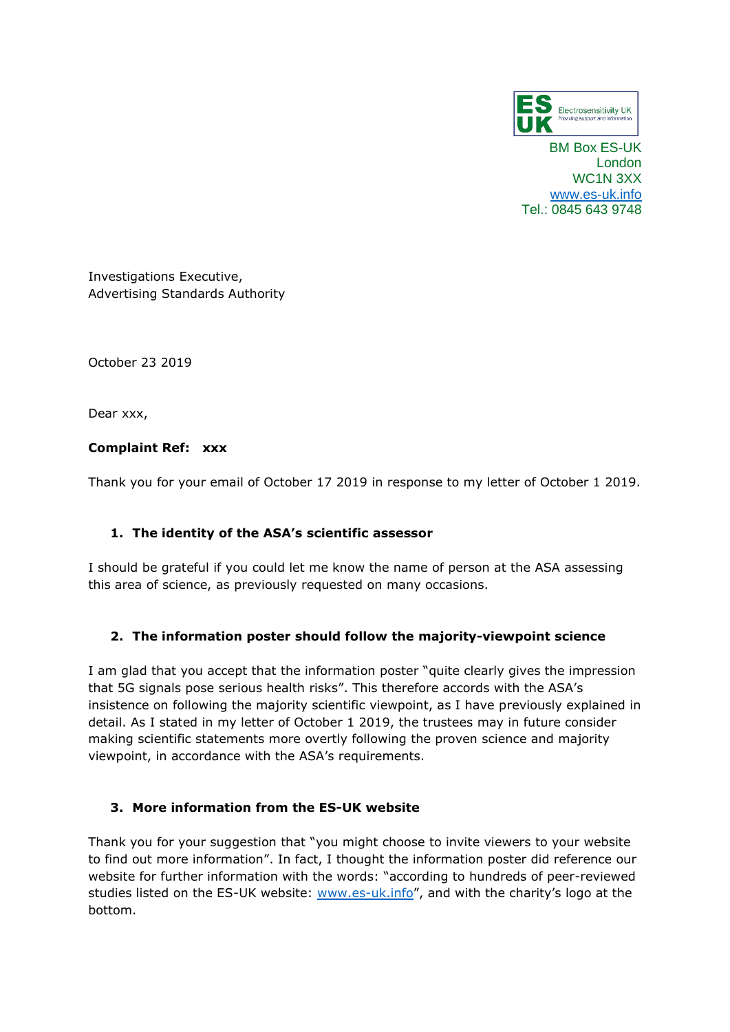ES UK Electrosensitivity UK
Providing support and information

BM Box ES-UK
London
WC1N 3XX
www.es-uk.info
Tel.: 0845 643 9748

Investigations Executive,
Advertising Standards Authority

October 23 2019

Dear xxx,

**Complaint Ref: xxx**

Thank you for your email of October 17 2019 in response to my letter of October 1 2019.

## 1. The identity of the ASA's scientific assessor

I should be grateful if you could let me know the name of person at the ASA assessing this area of science, as previously requested on many occasions.

## 2. The information poster should follow the majority-viewpoint science

I am glad that you accept that the information poster "quite clearly gives the impression that 5G signals pose serious health risks". This therefore accords with the ASA's insistence on following the majority scientific viewpoint, as I have previously explained in detail. As I stated in my letter of October 1 2019, the trustees may in future consider making scientific statements more overtly following the proven science and majority viewpoint, in accordance with the ASA's requirements.

## 3. More information from the ES-UK website

Thank you for your suggestion that "you might choose to invite viewers to your website to find out more information". In fact, I thought the information poster did reference our website for further information with the words: "according to hundreds of peer-reviewed studies listed on the ES-UK website: www.es-uk.info", and with the charity's logo at the bottom.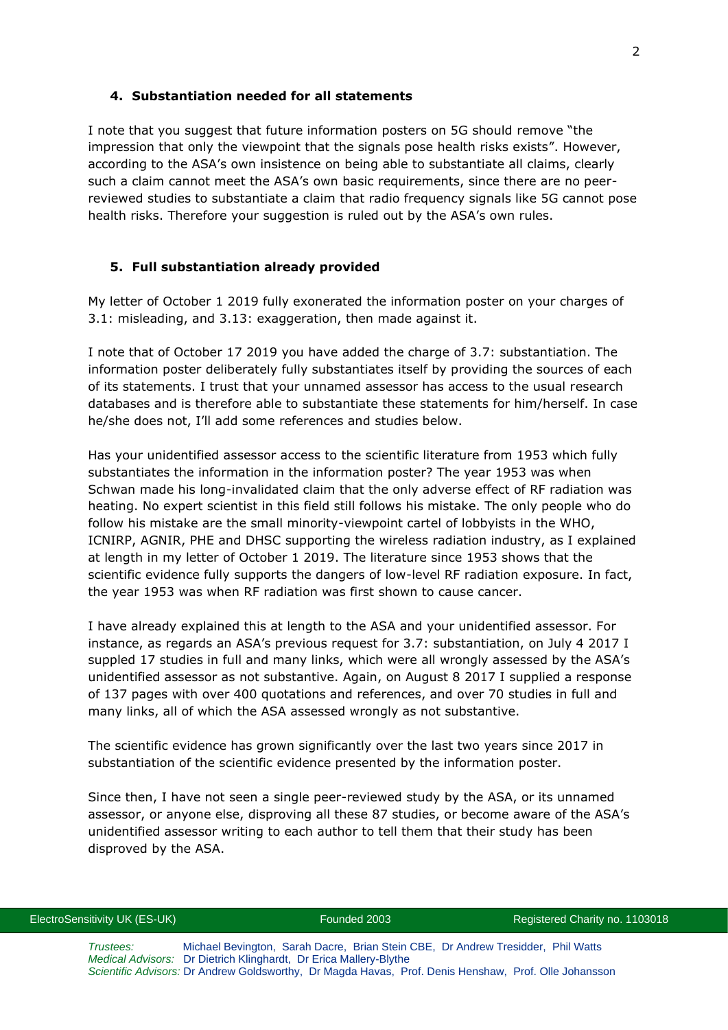#### 4. Substantiation needed for all statements

I note that you suggest that future information posters on 5G should remove "the impression that only the viewpoint that the signals pose health risks exists". However, according to the ASA's own insistence on being able to substantiate all claims, clearly such a claim cannot meet the ASA's own basic requirements, since there are no peer-reviewed studies to substantiate a claim that radio frequency signals like 5G cannot pose health risks. Therefore your suggestion is ruled out by the ASA's own rules.

#### 5. Full substantiation already provided

My letter of October 1 2019 fully exonerated the information poster on your charges of 3.1: misleading, and 3.13: exaggeration, then made against it.

I note that of October 17 2019 you have added the charge of 3.7: substantiation. The information poster deliberately fully substantiates itself by providing the sources of each of its statements. I trust that your unnamed assessor has access to the usual research databases and is therefore able to substantiate these statements for him/herself. In case he/she does not, I'll add some references and studies below.

Has your unidentified assessor access to the scientific literature from 1953 which fully substantiates the information in the information poster? The year 1953 was when Schwan made his long-invalidated claim that the only adverse effect of RF radiation was heating. No expert scientist in this field still follows his mistake. The only people who do follow his mistake are the small minority-viewpoint cartel of lobbyists in the WHO, ICNIRP, AGNIR, PHE and DHSC supporting the wireless radiation industry, as I explained at length in my letter of October 1 2019. The literature since 1953 shows that the scientific evidence fully supports the dangers of low-level RF radiation exposure. In fact, the year 1953 was when RF radiation was first shown to cause cancer.

I have already explained this at length to the ASA and your unidentified assessor. For instance, as regards an ASA's previous request for 3.7: substantiation, on July 4 2017 I suppled 17 studies in full and many links, which were all wrongly assessed by the ASA's unidentified assessor as not substantive. Again, on August 8 2017 I supplied a response of 137 pages with over 400 quotations and references, and over 70 studies in full and many links, all of which the ASA assessed wrongly as not substantive.

The scientific evidence has grown significantly over the last two years since 2017 in substantiation of the scientific evidence presented by the information poster.

Since then, I have not seen a single peer-reviewed study by the ASA, or its unnamed assessor, or anyone else, disproving all these 87 studies, or become aware of the ASA's unidentified assessor writing to each author to tell them that their study has been disproved by the ASA.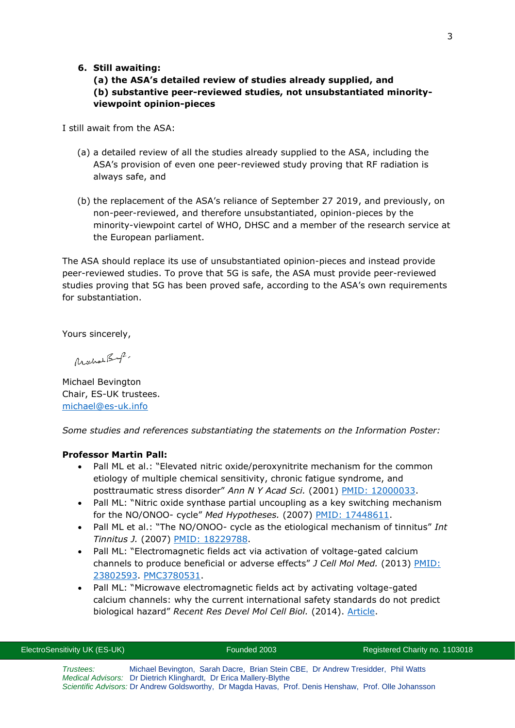### 6. Still awaiting:
**(a) the ASA's detailed review of studies already supplied, and**
**(b) substantive peer-reviewed studies, not unsubstantiated minority-viewpoint opinion-pieces**

I still await from the ASA:

(a) a detailed review of all the studies already supplied to the ASA, including the ASA's provision of even one peer-reviewed study proving that RF radiation is always safe, and

(b) the replacement of the ASA's reliance of September 27 2019, and previously, on non-peer-reviewed, and therefore unsubstantiated, opinion-pieces by the minority-viewpoint cartel of WHO, DHSC and a member of the research service at the European parliament.

The ASA should replace its use of unsubstantiated opinion-pieces and instead provide peer-reviewed studies. To prove that 5G is safe, the ASA must provide peer-reviewed studies proving that 5G has been proved safe, according to the ASA's own requirements for substantiation.

Yours sincerely,

Michael Bevington
Chair, ES-UK trustees.
michael@es-uk.info

*Some studies and references substantiating the statements on the Information Poster:*

**Professor Martin Pall:**

- Pall ML et al.: "Elevated nitric oxide/peroxynitrite mechanism for the common etiology of multiple chemical sensitivity, chronic fatigue syndrome, and posttraumatic stress disorder" *Ann N Y Acad Sci.* (2001) PMID: 12000033.
- Pall ML: "Nitric oxide synthase partial uncoupling as a key switching mechanism for the NO/ONOO- cycle" *Med Hypotheses.* (2007) PMID: 17448611.
- Pall ML et al.: "The NO/ONOO- cycle as the etiological mechanism of tinnitus" *Int Tinnitus J.* (2007) PMID: 18229788.
- Pall ML: "Electromagnetic fields act via activation of voltage-gated calcium channels to produce beneficial or adverse effects" *J Cell Mol Med.* (2013) PMID: 23802593. PMC3780531.
- Pall ML: "Microwave electromagnetic fields act by activating voltage-gated calcium channels: why the current international safety standards do not predict biological hazard" *Recent Res Devel Mol Cell Biol.* (2014). Article.

ElectroSensitivity UK (ES-UK) Founded 2003 Registered Charity no. 1103018

*Trustees:* Michael Bevington, Sarah Dacre, Brian Stein CBE, Dr Andrew Tresidder, Phil Watts
*Medical Advisors:* Dr Dietrich Klinghardt, Dr Erica Mallery-Blythe
*Scientific Advisors:* Dr Andrew Goldsworthy, Dr Magda Havas, Prof. Denis Henshaw, Prof. Olle Johansson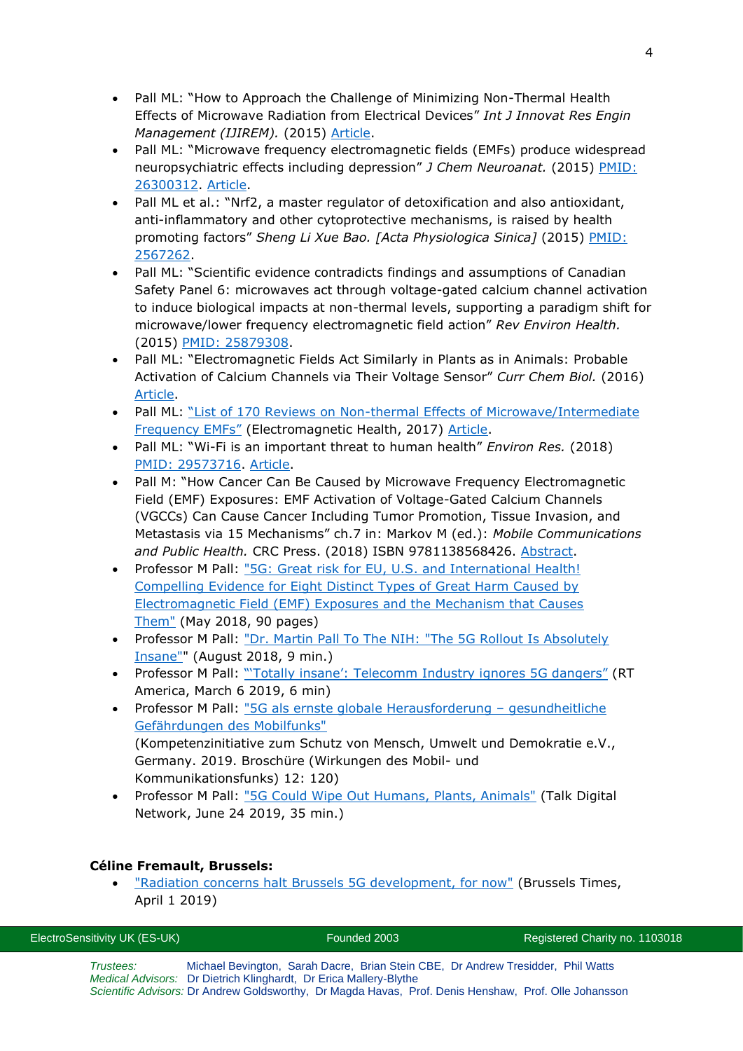- Pall ML: "How to Approach the Challenge of Minimizing Non-Thermal Health Effects of Microwave Radiation from Electrical Devices" *Int J Innovat Res Engin Management (IJIREM).* (2015) Article.
- Pall ML: "Microwave frequency electromagnetic fields (EMFs) produce widespread neuropsychiatric effects including depression" *J Chem Neuroanat.* (2015) PMID: 26300312. Article.
- Pall ML et al.: "Nrf2, a master regulator of detoxification and also antioxidant, anti-inflammatory and other cytoprotective mechanisms, is raised by health promoting factors" *Sheng Li Xue Bao. [Acta Physiologica Sinica]* (2015) PMID: 2567262.
- Pall ML: "Scientific evidence contradicts findings and assumptions of Canadian Safety Panel 6: microwaves act through voltage-gated calcium channel activation to induce biological impacts at non-thermal levels, supporting a paradigm shift for microwave/lower frequency electromagnetic field action" *Rev Environ Health.* (2015) PMID: 25879308.
- Pall ML: "Electromagnetic Fields Act Similarly in Plants as in Animals: Probable Activation of Calcium Channels via Their Voltage Sensor" *Curr Chem Biol.* (2016) Article.
- Pall ML: "List of 170 Reviews on Non-thermal Effects of Microwave/Intermediate Frequency EMFs" (Electromagnetic Health, 2017) Article.
- Pall ML: "Wi-Fi is an important threat to human health" *Environ Res.* (2018) PMID: 29573716. Article.
- Pall M: "How Cancer Can Be Caused by Microwave Frequency Electromagnetic Field (EMF) Exposures: EMF Activation of Voltage-Gated Calcium Channels (VGCCs) Can Cause Cancer Including Tumor Promotion, Tissue Invasion, and Metastasis via 15 Mechanisms" ch.7 in: Markov M (ed.): *Mobile Communications and Public Health.* CRC Press. (2018) ISBN 9781138568426. Abstract.
- Professor M Pall: "5G: Great risk for EU, U.S. and International Health! Compelling Evidence for Eight Distinct Types of Great Harm Caused by Electromagnetic Field (EMF) Exposures and the Mechanism that Causes Them" (May 2018, 90 pages)
- Professor M Pall: "Dr. Martin Pall To The NIH: "The 5G Rollout Is Absolutely Insane"" (August 2018, 9 min.)
- Professor M Pall: "'Totally insane': Telecomm Industry ignores 5G dangers" (RT America, March 6 2019, 6 min)
- Professor M Pall: "5G als ernste globale Herausforderung – gesundheitliche Gefährdungen des Mobilfunks" (Kompetenzinitiative zum Schutz von Mensch, Umwelt und Demokratie e.V., Germany. 2019. Broschüre (Wirkungen des Mobil- und Kommunikationsfunks) 12: 120)
- Professor M Pall: "5G Could Wipe Out Humans, Plants, Animals" (Talk Digital Network, June 24 2019, 35 min.)

**Céline Fremault, Brussels:**

- "Radiation concerns halt Brussels 5G development, for now" (Brussels Times, April 1 2019)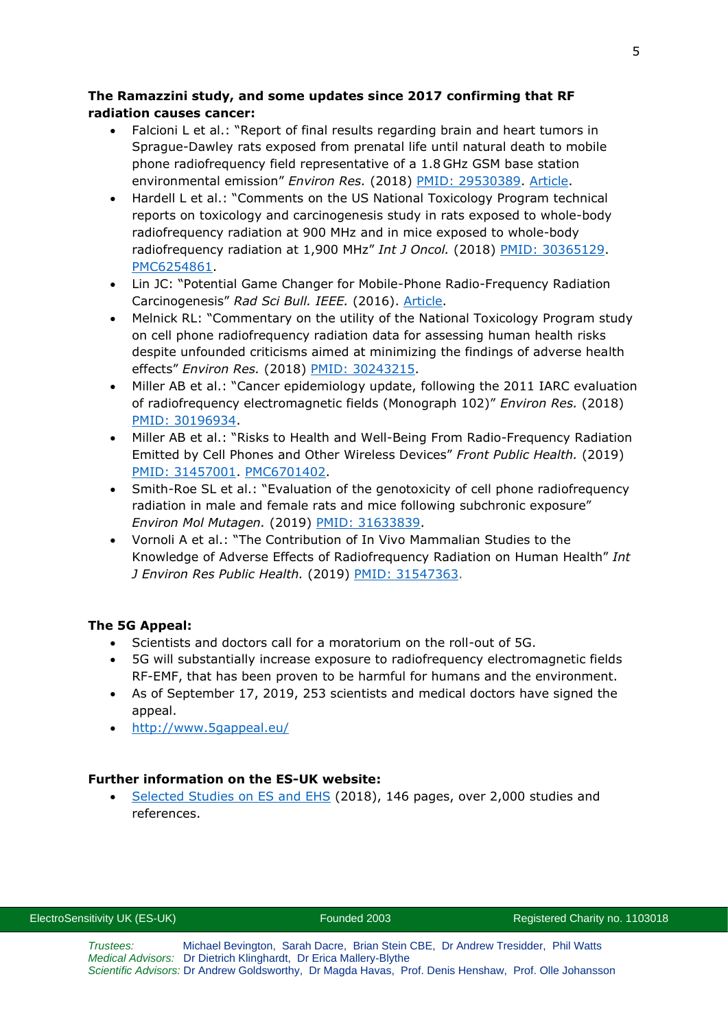**The Ramazzini study, and some updates since 2017 confirming that RF radiation causes cancer:**

- Falcioni L et al.: "Report of final results regarding brain and heart tumors in Sprague-Dawley rats exposed from prenatal life until natural death to mobile phone radiofrequency field representative of a 1.8 GHz GSM base station environmental emission" *Environ Res.* (2018) PMID: 29530389. Article.
- Hardell L et al.: "Comments on the US National Toxicology Program technical reports on toxicology and carcinogenesis study in rats exposed to whole-body radiofrequency radiation at 900 MHz and in mice exposed to whole-body radiofrequency radiation at 1,900 MHz" *Int J Oncol.* (2018) PMID: 30365129. PMC6254861.
- Lin JC: "Potential Game Changer for Mobile-Phone Radio-Frequency Radiation Carcinogenesis" *Rad Sci Bull. IEEE.* (2016). Article.
- Melnick RL: "Commentary on the utility of the National Toxicology Program study on cell phone radiofrequency radiation data for assessing human health risks despite unfounded criticisms aimed at minimizing the findings of adverse health effects" *Environ Res.* (2018) PMID: 30243215.
- Miller AB et al.: "Cancer epidemiology update, following the 2011 IARC evaluation of radiofrequency electromagnetic fields (Monograph 102)" *Environ Res.* (2018) PMID: 30196934.
- Miller AB et al.: "Risks to Health and Well-Being From Radio-Frequency Radiation Emitted by Cell Phones and Other Wireless Devices" *Front Public Health.* (2019) PMID: 31457001. PMC6701402.
- Smith-Roe SL et al.: "Evaluation of the genotoxicity of cell phone radiofrequency radiation in male and female rats and mice following subchronic exposure" *Environ Mol Mutagen.* (2019) PMID: 31633839.
- Vornoli A et al.: "The Contribution of In Vivo Mammalian Studies to the Knowledge of Adverse Effects of Radiofrequency Radiation on Human Health" *Int J Environ Res Public Health.* (2019) PMID: 31547363.

**The 5G Appeal:**

- Scientists and doctors call for a moratorium on the roll-out of 5G.
- 5G will substantially increase exposure to radiofrequency electromagnetic fields RF-EMF, that has been proven to be harmful for humans and the environment.
- As of September 17, 2019, 253 scientists and medical doctors have signed the appeal.
- http://www.5gappeal.eu/

**Further information on the ES-UK website:**

- Selected Studies on ES and EHS (2018), 146 pages, over 2,000 studies and references.

ElectroSensitivity UK (ES-UK) | Founded 2003 | Registered Charity no. 1103018

*Trustees:* Michael Bevington, Sarah Dacre, Brian Stein CBE, Dr Andrew Tresidder, Phil Watts
*Medical Advisors:* Dr Dietrich Klinghardt, Dr Erica Mallery-Blythe
*Scientific Advisors:* Dr Andrew Goldsworthy, Dr Magda Havas, Prof. Denis Henshaw, Prof. Olle Johansson